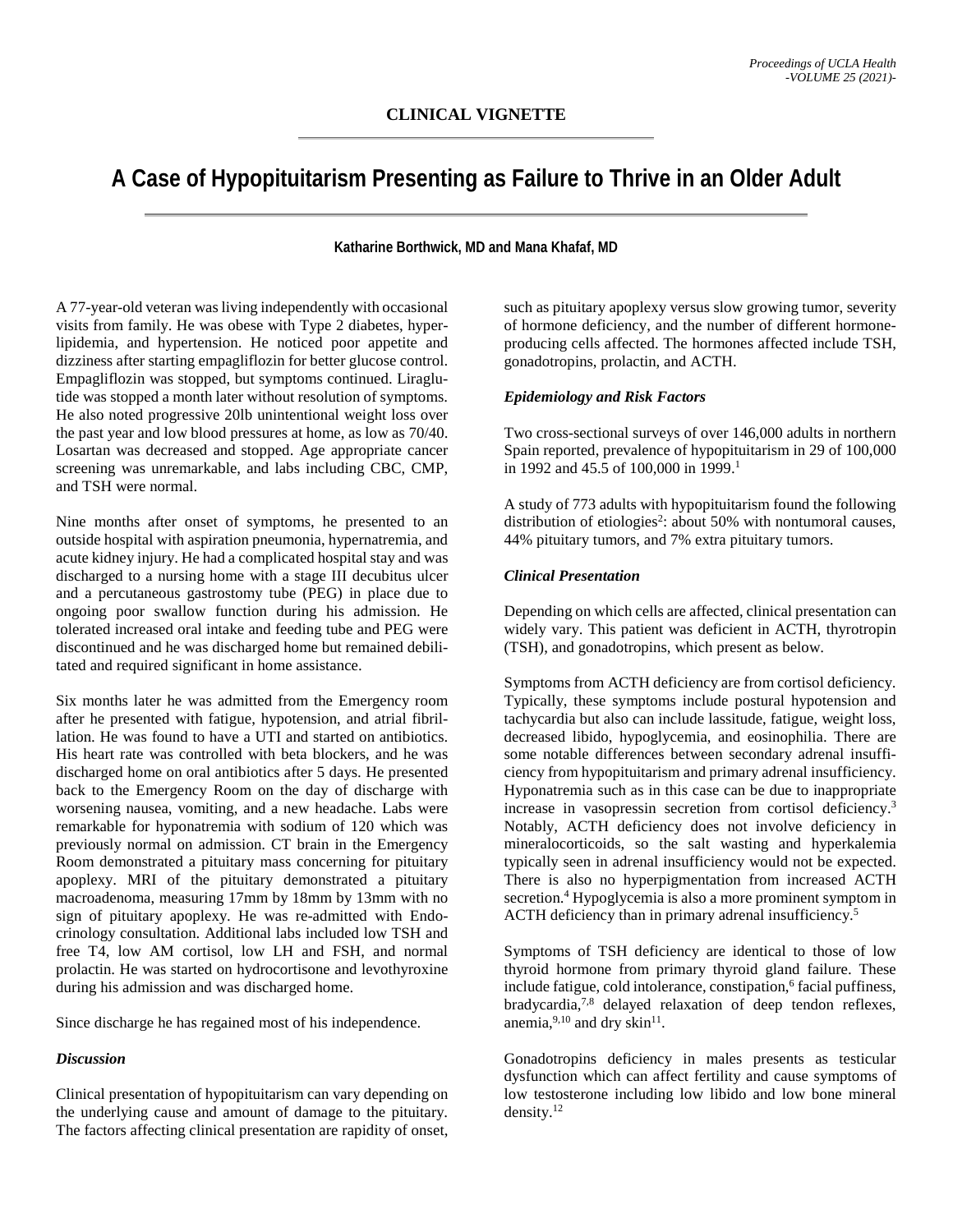**CLINICAL VIGNETTE**

# A Case of Hypopituitarism Presenting as Failure to Thrive in an Older Adult

**Katharine Borthwick, MD and Mana Khafaf, MD**

A 77-year-old veteran was living independently with occasional visits from family. He was obese with Type 2 diabetes, hyperlipidemia, and hypertension. He noticed poor appetite and dizziness after starting empagliflozin for better glucose control. Empagliflozin was stopped, but symptoms continued. Liraglutide was stopped a month later without resolution of symptoms. He also noted progressive 20lb unintentional weight loss over the past year and low blood pressures at home, as low as 70/40. Losartan was decreased and stopped. Age appropriate cancer screening was unremarkable, and labs including CBC, CMP, and TSH were normal.

Nine months after onset of symptoms, he presented to an outside hospital with aspiration pneumonia, hypernatremia, and acute kidney injury. He had a complicated hospital stay and was discharged to a nursing home with a stage III decubitus ulcer and a percutaneous gastrostomy tube (PEG) in place due to ongoing poor swallow function during his admission. He tolerated increased oral intake and feeding tube and PEG were discontinued and he was discharged home but remained debilitated and required significant in home assistance.

Six months later he was admitted from the Emergency room after he presented with fatigue, hypotension, and atrial fibrillation. He was found to have a UTI and started on antibiotics. His heart rate was controlled with beta blockers, and he was discharged home on oral antibiotics after 5 days. He presented back to the Emergency Room on the day of discharge with worsening nausea, vomiting, and a new headache. Labs were remarkable for hyponatremia with sodium of 120 which was previously normal on admission. CT brain in the Emergency Room demonstrated a pituitary mass concerning for pituitary apoplexy. MRI of the pituitary demonstrated a pituitary macroadenoma, measuring 17mm by 18mm by 13mm with no sign of pituitary apoplexy. He was re-admitted with Endocrinology consultation. Additional labs included low TSH and free T4, low AM cortisol, low LH and FSH, and normal prolactin. He was started on hydrocortisone and levothyroxine during his admission and was discharged home.

Since discharge he has regained most of his independence.

### *Discussion*

Clinical presentation of hypopituitarism can vary depending on the underlying cause and amount of damage to the pituitary. The factors affecting clinical presentation are rapidity of onset, such as pituitary apoplexy versus slow growing tumor, severity of hormone deficiency, and the number of different hormone-producing cells affected. The hormones affected include TSH, gonadotropins, prolactin, and ACTH.

### *Epidemiology and Risk Factors*

Two cross-sectional surveys of over 146,000 adults in northern Spain reported, prevalence of hypopituitarism in 29 of 100,000 in 1992 and 45.5 of 100,000 in 1999.[1]

A study of 773 adults with hypopituitarism found the following distribution of etiologies[2]: about 50% with nontumoral causes, 44% pituitary tumors, and 7% extra pituitary tumors.

### *Clinical Presentation*

Depending on which cells are affected, clinical presentation can widely vary. This patient was deficient in ACTH, thyrotropin (TSH), and gonadotropins, which present as below.

Symptoms from ACTH deficiency are from cortisol deficiency. Typically, these symptoms include postural hypotension and tachycardia but also can include lassitude, fatigue, weight loss, decreased libido, hypoglycemia, and eosinophilia. There are some notable differences between secondary adrenal insufficiency from hypopituitarism and primary adrenal insufficiency. Hyponatremia such as in this case can be due to inappropriate increase in vasopressin secretion from cortisol deficiency.[3] Notably, ACTH deficiency does not involve deficiency in mineralocorticoids, so the salt wasting and hyperkalemia typically seen in adrenal insufficiency would not be expected. There is also no hyperpigmentation from increased ACTH secretion.[4] Hypoglycemia is also a more prominent symptom in ACTH deficiency than in primary adrenal insufficiency.[5]

Symptoms of TSH deficiency are identical to those of low thyroid hormone from primary thyroid gland failure. These include fatigue, cold intolerance, constipation,[6] facial puffiness, bradycardia,[7,8] delayed relaxation of deep tendon reflexes, anemia,[9,10] and dry skin[11].

Gonadotropins deficiency in males presents as testicular dysfunction which can affect fertility and cause symptoms of low testosterone including low libido and low bone mineral density.[12]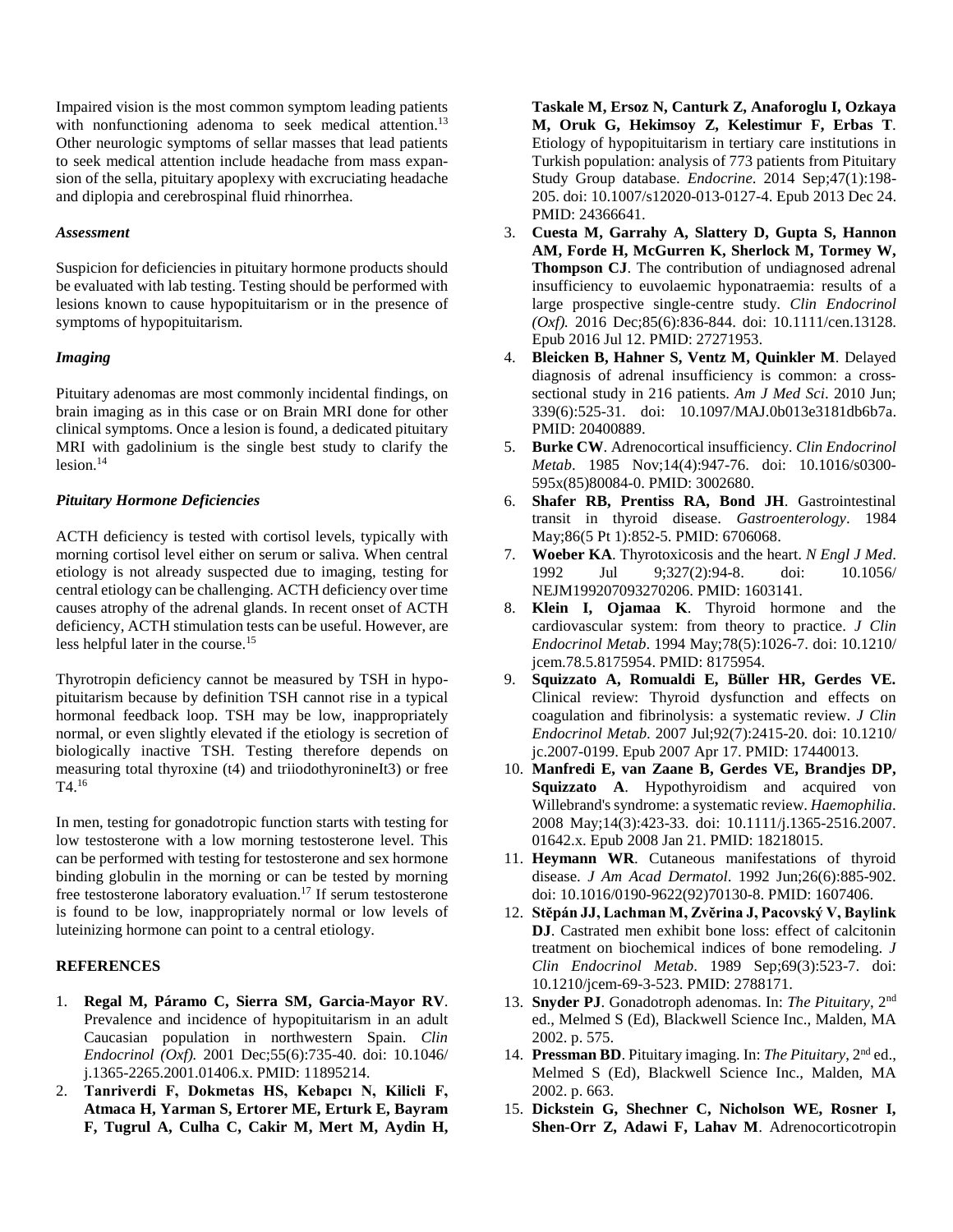Impaired vision is the most common symptom leading patients with nonfunctioning adenoma to seek medical attention.[13] Other neurologic symptoms of sellar masses that lead patients to seek medical attention include headache from mass expansion of the sella, pituitary apoplexy with excruciating headache and diplopia and cerebrospinal fluid rhinorrhea.

***Assessment***

Suspicion for deficiencies in pituitary hormone products should be evaluated with lab testing. Testing should be performed with lesions known to cause hypopituitarism or in the presence of symptoms of hypopituitarism.

***Imaging***

Pituitary adenomas are most commonly incidental findings, on brain imaging as in this case or on Brain MRI done for other clinical symptoms. Once a lesion is found, a dedicated pituitary MRI with gadolinium is the single best study to clarify the lesion.[14]

***Pituitary Hormone Deficiencies***

ACTH deficiency is tested with cortisol levels, typically with morning cortisol level either on serum or saliva. When central etiology is not already suspected due to imaging, testing for central etiology can be challenging. ACTH deficiency over time causes atrophy of the adrenal glands. In recent onset of ACTH deficiency, ACTH stimulation tests can be useful. However, are less helpful later in the course.[15]

Thyrotropin deficiency cannot be measured by TSH in hypopituitarism because by definition TSH cannot rise in a typical hormonal feedback loop. TSH may be low, inappropriately normal, or even slightly elevated if the etiology is secretion of biologically inactive TSH. Testing therefore depends on measuring total thyroxine (t4) and triiodothyronineIt3) or free T4.[16]

In men, testing for gonadotropic function starts with testing for low testosterone with a low morning testosterone level. This can be performed with testing for testosterone and sex hormone binding globulin in the morning or can be tested by morning free testosterone laboratory evaluation.[17] If serum testosterone is found to be low, inappropriately normal or low levels of luteinizing hormone can point to a central etiology.

## REFERENCES

1. **Regal M, Páramo C, Sierra SM, Garcia-Mayor RV**. Prevalence and incidence of hypopituitarism in an adult Caucasian population in northwestern Spain. *Clin Endocrinol (Oxf).* 2001 Dec;55(6):735-40. doi: 10.1046/j.1365-2265.2001.01406.x. PMID: 11895214.
2. **Tanriverdi F, Dokmetas HS, Kebapcı N, Kilicli F, Atmaca H, Yarman S, Ertorer ME, Erturk E, Bayram F, Tugrul A, Culha C, Cakir M, Mert M, Aydin H, Taskale M, Ersoz N, Canturk Z, Anaforoglu I, Ozkaya M, Oruk G, Hekimsoy Z, Kelestimur F, Erbas T**. Etiology of hypopituitarism in tertiary care institutions in Turkish population: analysis of 773 patients from Pituitary Study Group database. *Endocrine*. 2014 Sep;47(1):198-205. doi: 10.1007/s12020-013-0127-4. Epub 2013 Dec 24. PMID: 24366641.
3. **Cuesta M, Garrahy A, Slattery D, Gupta S, Hannon AM, Forde H, McGurren K, Sherlock M, Tormey W, Thompson CJ**. The contribution of undiagnosed adrenal insufficiency to euvolaemic hyponatraemia: results of a large prospective single-centre study. *Clin Endocrinol (Oxf).* 2016 Dec;85(6):836-844. doi: 10.1111/cen.13128. Epub 2016 Jul 12. PMID: 27271953.
4. **Bleicken B, Hahner S, Ventz M, Quinkler M**. Delayed diagnosis of adrenal insufficiency is common: a cross-sectional study in 216 patients. *Am J Med Sci*. 2010 Jun; 339(6):525-31. doi: 10.1097/MAJ.0b013e3181db6b7a. PMID: 20400889.
5. **Burke CW**. Adrenocortical insufficiency. *Clin Endocrinol Metab*. 1985 Nov;14(4):947-76. doi: 10.1016/s0300-595x(85)80084-0. PMID: 3002680.
6. **Shafer RB, Prentiss RA, Bond JH**. Gastrointestinal transit in thyroid disease. *Gastroenterology*. 1984 May;86(5 Pt 1):852-5. PMID: 6706068.
7. **Woeber KA**. Thyrotoxicosis and the heart. *N Engl J Med*. 1992 Jul 9;327(2):94-8. doi: 10.1056/NEJM199207093270206. PMID: 1603141.
8. **Klein I, Ojamaa K**. Thyroid hormone and the cardiovascular system: from theory to practice. *J Clin Endocrinol Metab*. 1994 May;78(5):1026-7. doi: 10.1210/jcem.78.5.8175954. PMID: 8175954.
9. **Squizzato A, Romualdi E, Büller HR, Gerdes VE.** Clinical review: Thyroid dysfunction and effects on coagulation and fibrinolysis: a systematic review. *J Clin Endocrinol Metab.* 2007 Jul;92(7):2415-20. doi: 10.1210/jc.2007-0199. Epub 2007 Apr 17. PMID: 17440013.
10. **Manfredi E, van Zaane B, Gerdes VE, Brandjes DP, Squizzato A**. Hypothyroidism and acquired von Willebrand's syndrome: a systematic review. *Haemophilia*. 2008 May;14(3):423-33. doi: 10.1111/j.1365-2516.2007.01642.x. Epub 2008 Jan 21. PMID: 18218015.
11. **Heymann WR**. Cutaneous manifestations of thyroid disease. *J Am Acad Dermatol*. 1992 Jun;26(6):885-902. doi: 10.1016/0190-9622(92)70130-8. PMID: 1607406.
12. **Stěpán JJ, Lachman M, Zvěrina J, Pacovský V, Baylink DJ**. Castrated men exhibit bone loss: effect of calcitonin treatment on biochemical indices of bone remodeling. *J Clin Endocrinol Metab*. 1989 Sep;69(3):523-7. doi: 10.1210/jcem-69-3-523. PMID: 2788171.
13. **Snyder PJ**. Gonadotroph adenomas. In: *The Pituitary*, 2nd ed., Melmed S (Ed), Blackwell Science Inc., Malden, MA 2002. p. 575.
14. **Pressman BD**. Pituitary imaging. In: *The Pituitary*, 2nd ed., Melmed S (Ed), Blackwell Science Inc., Malden, MA 2002. p. 663.
15. **Dickstein G, Shechner C, Nicholson WE, Rosner I, Shen-Orr Z, Adawi F, Lahav M**. Adrenocorticotropin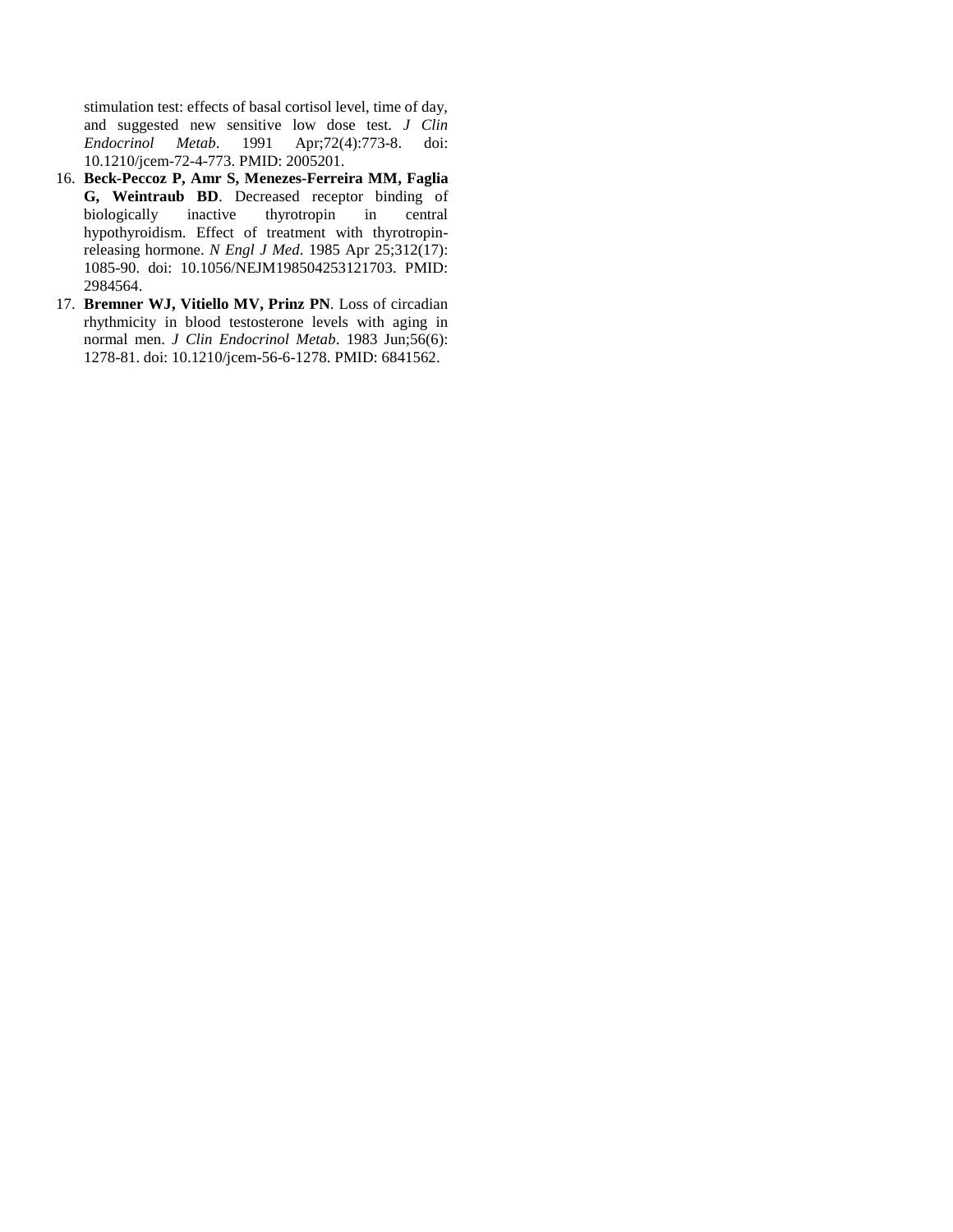stimulation test: effects of basal cortisol level, time of day, and suggested new sensitive low dose test. *J Clin Endocrinol Metab*. 1991 Apr;72(4):773-8. doi: 10.1210/jcem-72-4-773. PMID: 2005201.

16. **Beck-Peccoz P, Amr S, Menezes-Ferreira MM, Faglia G, Weintraub BD**. Decreased receptor binding of biologically inactive thyrotropin in central hypothyroidism. Effect of treatment with thyrotropin-releasing hormone. *N Engl J Med*. 1985 Apr 25;312(17): 1085-90. doi: 10.1056/NEJM198504253121703. PMID: 2984564.
17. **Bremner WJ, Vitiello MV, Prinz PN**. Loss of circadian rhythmicity in blood testosterone levels with aging in normal men. *J Clin Endocrinol Metab*. 1983 Jun;56(6): 1278-81. doi: 10.1210/jcem-56-6-1278. PMID: 6841562.